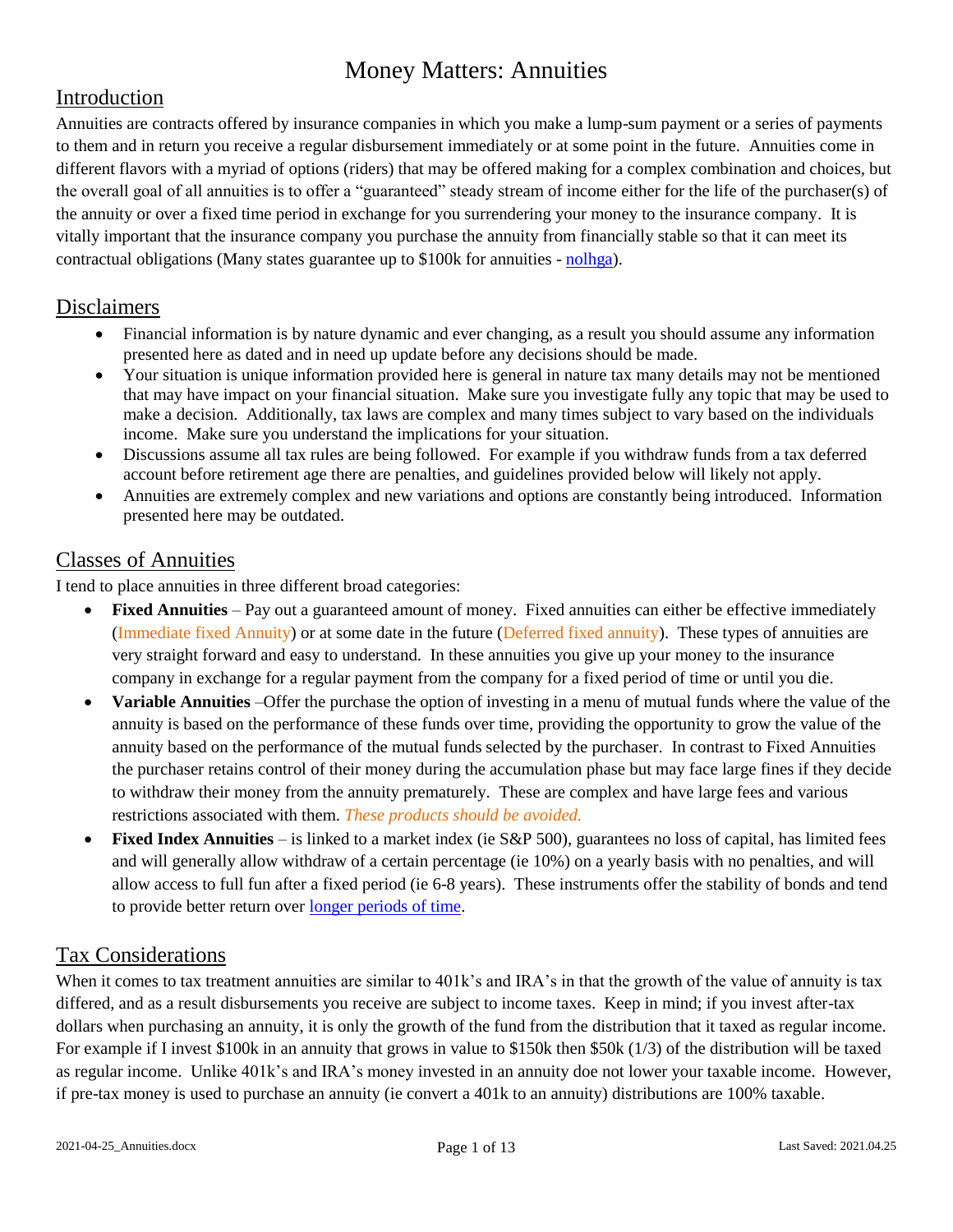# Money Matters: Annuities

## Introduction

Annuities are contracts offered by insurance companies in which you make a lump-sum payment or a series of payments to them and in return you receive a regular disbursement immediately or at some point in the future. Annuities come in different flavors with a myriad of options (riders) that may be offered making for a complex combination and choices, but the overall goal of all annuities is to offer a "guaranteed" steady stream of income either for the life of the purchaser(s) of the annuity or over a fixed time period in exchange for you surrendering your money to the insurance company. It is vitally important that the insurance company you purchase the annuity from financially stable so that it can meet its contractual obligations (Many states guarantee up to $100k for annuities - nolhga).

## Disclaimers

- Financial information is by nature dynamic and ever changing, as a result you should assume any information presented here as dated and in need up update before any decisions should be made.
- Your situation is unique information provided here is general in nature tax many details may not be mentioned that may have impact on your financial situation. Make sure you investigate fully any topic that may be used to make a decision. Additionally, tax laws are complex and many times subject to vary based on the individuals income. Make sure you understand the implications for your situation.
- Discussions assume all tax rules are being followed. For example if you withdraw funds from a tax deferred account before retirement age there are penalties, and guidelines provided below will likely not apply.
- Annuities are extremely complex and new variations and options are constantly being introduced. Information presented here may be outdated.

## Classes of Annuities

I tend to place annuities in three different broad categories:

- **Fixed Annuities** – Pay out a guaranteed amount of money. Fixed annuities can either be effective immediately (Immediate fixed Annuity) or at some date in the future (Deferred fixed annuity). These types of annuities are very straight forward and easy to understand. In these annuities you give up your money to the insurance company in exchange for a regular payment from the company for a fixed period of time or until you die.
- **Variable Annuities** –Offer the purchase the option of investing in a menu of mutual funds where the value of the annuity is based on the performance of these funds over time, providing the opportunity to grow the value of the annuity based on the performance of the mutual funds selected by the purchaser. In contrast to Fixed Annuities the purchaser retains control of their money during the accumulation phase but may face large fines if they decide to withdraw their money from the annuity prematurely. These are complex and have large fees and various restrictions associated with them. *These products should be avoided.*
- **Fixed Index Annuities** – is linked to a market index (ie S&P 500), guarantees no loss of capital, has limited fees and will generally allow withdraw of a certain percentage (ie 10%) on a yearly basis with no penalties, and will allow access to full fun after a fixed period (ie 6-8 years). These instruments offer the stability of bonds and tend to provide better return over longer periods of time.

## Tax Considerations

When it comes to tax treatment annuities are similar to 401k's and IRA's in that the growth of the value of annuity is tax differed, and as a result disbursements you receive are subject to income taxes. Keep in mind; if you invest after-tax dollars when purchasing an annuity, it is only the growth of the fund from the distribution that it taxed as regular income. For example if I invest $100k in an annuity that grows in value to $150k then $50k (1/3) of the distribution will be taxed as regular income. Unlike 401k's and IRA's money invested in an annuity doe not lower your taxable income. However, if pre-tax money is used to purchase an annuity (ie convert a 401k to an annuity) distributions are 100% taxable.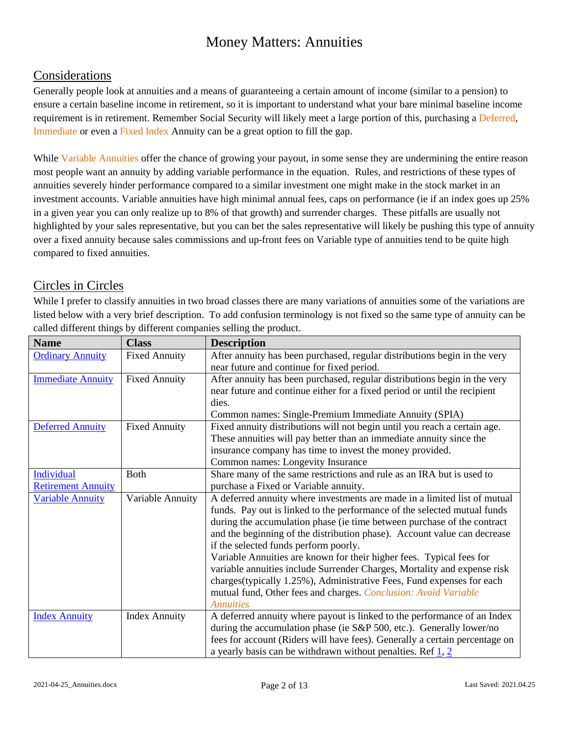# Money Matters: Annuities

## Considerations

Generally people look at annuities and a means of guaranteeing a certain amount of income (similar to a pension) to ensure a certain baseline income in retirement, so it is important to understand what your bare minimal baseline income requirement is in retirement. Remember Social Security will likely meet a large portion of this, purchasing a Deferred, Immediate or even a Fixed Index Annuity can be a great option to fill the gap.

While Variable Annuities offer the chance of growing your payout, in some sense they are undermining the entire reason most people want an annuity by adding variable performance in the equation. Rules, and restrictions of these types of annuities severely hinder performance compared to a similar investment one might make in the stock market in an investment accounts. Variable annuities have high minimal annual fees, caps on performance (ie if an index goes up 25% in a given year you can only realize up to 8% of that growth) and surrender charges. These pitfalls are usually not highlighted by your sales representative, but you can bet the sales representative will likely be pushing this type of annuity over a fixed annuity because sales commissions and up-front fees on Variable type of annuities tend to be quite high compared to fixed annuities.

## Circles in Circles

While I prefer to classify annuities in two broad classes there are many variations of annuities some of the variations are listed below with a very brief description. To add confusion terminology is not fixed so the same type of annuity can be called different things by different companies selling the product.

| Name | Class | Description |
| --- | --- | --- |
| Ordinary Annuity | Fixed Annuity | After annuity has been purchased, regular distributions begin in the very near future and continue for fixed period. |
| Immediate Annuity | Fixed Annuity | After annuity has been purchased, regular distributions begin in the very near future and continue either for a fixed period or until the recipient dies.<br>Common names: Single-Premium Immediate Annuity (SPIA) |
| Deferred Annuity | Fixed Annuity | Fixed annuity distributions will not begin until you reach a certain age. These annuities will pay better than an immediate annuity since the insurance company has time to invest the money provided.<br>Common names: Longevity Insurance |
| Individual Retirement Annuity | Both | Share many of the same restrictions and rule as an IRA but is used to purchase a Fixed or Variable annuity. |
| Variable Annuity | Variable Annuity | A deferred annuity where investments are made in a limited list of mutual funds. Pay out is linked to the performance of the selected mutual funds during the accumulation phase (ie time between purchase of the contract and the beginning of the distribution phase). Account value can decrease if the selected funds perform poorly.<br>Variable Annuities are known for their higher fees. Typical fees for variable annuities include Surrender Charges, Mortality and expense risk charges(typically 1.25%), Administrative Fees, Fund expenses for each mutual fund, Other fees and charges. *Conclusion: Avoid Variable Annuities* |
| Index Annuity | Index Annuity | A deferred annuity where payout is linked to the performance of an Index during the accumulation phase (ie S&P 500, etc.). Generally lower/no fees for account (Riders will have fees). Generally a certain percentage on a yearly basis can be withdrawn without penalties. Ref 1, 2 |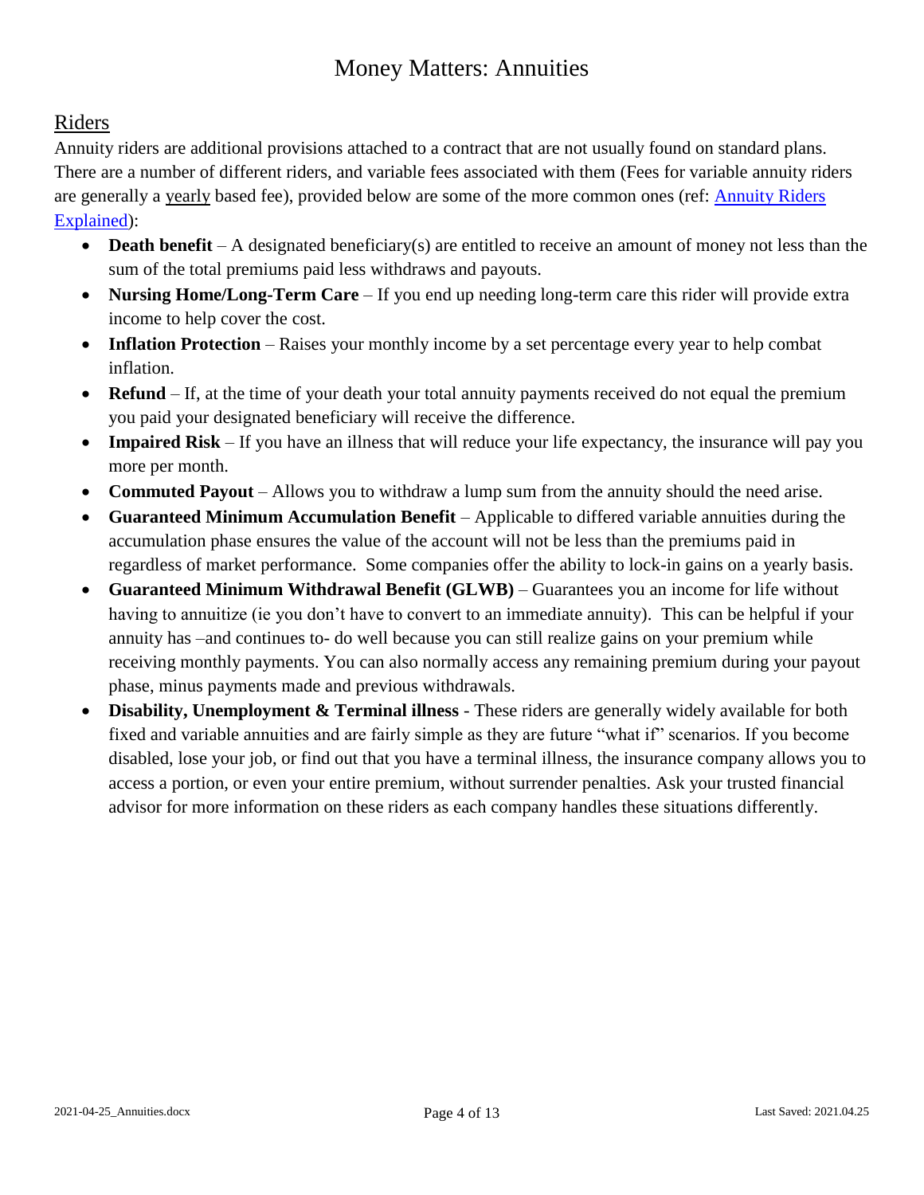## Riders

Annuity riders are additional provisions attached to a contract that are not usually found on standard plans. There are a number of different riders, and variable fees associated with them (Fees for variable annuity riders are generally a yearly based fee), provided below are some of the more common ones (ref: [Annuity Riders Explained]()):

- **Death benefit** – A designated beneficiary(s) are entitled to receive an amount of money not less than the sum of the total premiums paid less withdraws and payouts.
- **Nursing Home/Long-Term Care** – If you end up needing long-term care this rider will provide extra income to help cover the cost.
- **Inflation Protection** – Raises your monthly income by a set percentage every year to help combat inflation.
- **Refund** – If, at the time of your death your total annuity payments received do not equal the premium you paid your designated beneficiary will receive the difference.
- **Impaired Risk** – If you have an illness that will reduce your life expectancy, the insurance will pay you more per month.
- **Commuted Payout** – Allows you to withdraw a lump sum from the annuity should the need arise.
- **Guaranteed Minimum Accumulation Benefit** – Applicable to differed variable annuities during the accumulation phase ensures the value of the account will not be less than the premiums paid in regardless of market performance. Some companies offer the ability to lock-in gains on a yearly basis.
- **Guaranteed Minimum Withdrawal Benefit (GLWB)** – Guarantees you an income for life without having to annuitize (ie you don't have to convert to an immediate annuity). This can be helpful if your annuity has –and continues to- do well because you can still realize gains on your premium while receiving monthly payments. You can also normally access any remaining premium during your payout phase, minus payments made and previous withdrawals.
- **Disability, Unemployment & Terminal illness** - These riders are generally widely available for both fixed and variable annuities and are fairly simple as they are future "what if" scenarios. If you become disabled, lose your job, or find out that you have a terminal illness, the insurance company allows you to access a portion, or even your entire premium, without surrender penalties. Ask your trusted financial advisor for more information on these riders as each company handles these situations differently.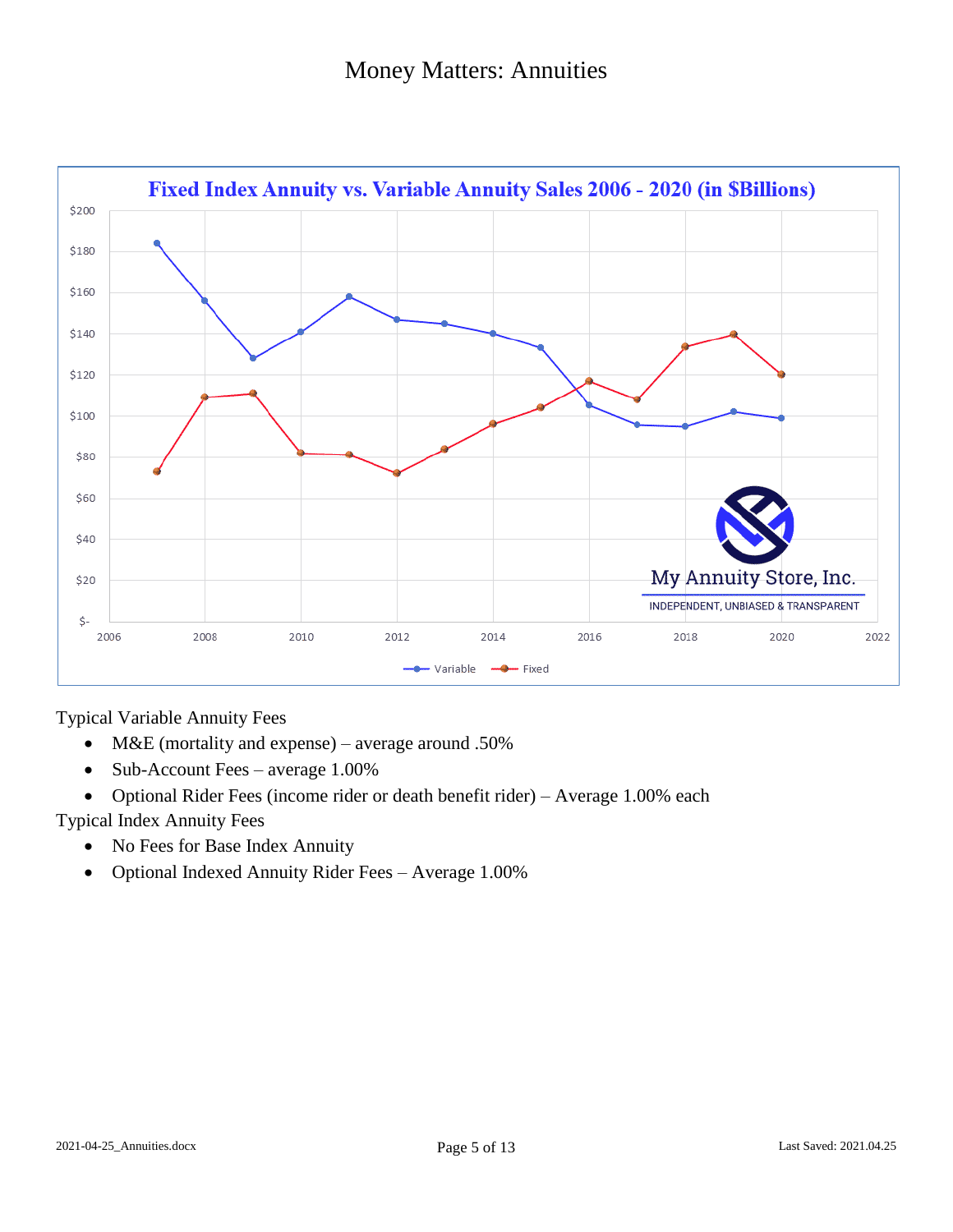# Money Matters: Annuities

**Fixed Index Annuity vs. Variable Annuity Sales 2006 - 2020 (in $Billions)**

Typical Variable Annuity Fees

- M&E (mortality and expense) – average around .50%
- Sub-Account Fees – average 1.00%
- Optional Rider Fees (income rider or death benefit rider) – Average 1.00% each

Typical Index Annuity Fees

- No Fees for Base Index Annuity
- Optional Indexed Annuity Rider Fees – Average 1.00%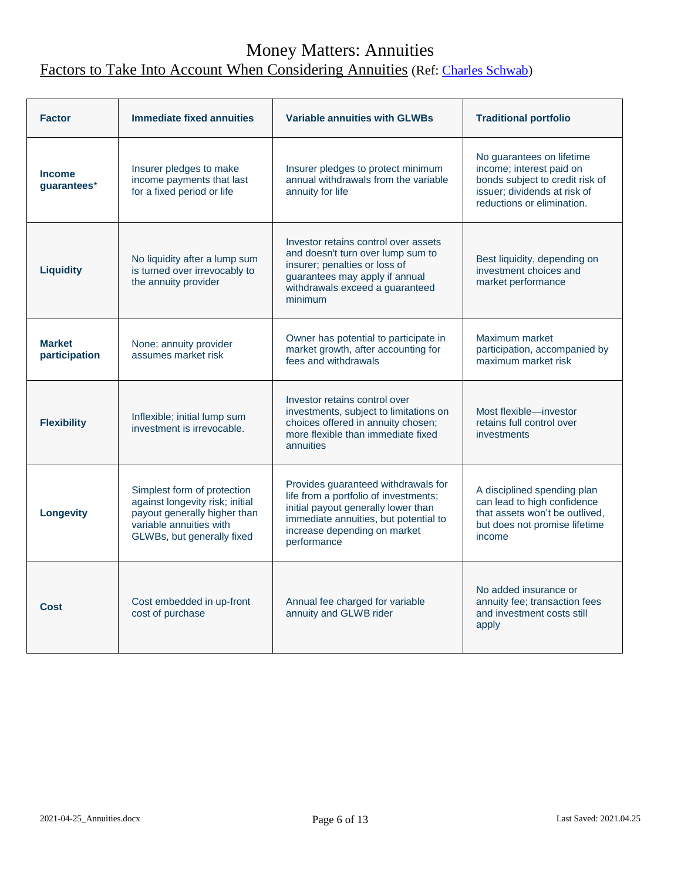# Money Matters: Annuities

## Factors to Take Into Account When Considering Annuities (Ref: Charles Schwab)

| Factor | Immediate fixed annuities | Variable annuities with GLWBs | Traditional portfolio |
|---|---|---|---|
| **Income guarantees*** | Insurer pledges to make income payments that last for a fixed period or life | Insurer pledges to protect minimum annual withdrawals from the variable annuity for life | No guarantees on lifetime income; interest paid on bonds subject to credit risk of issuer; dividends at risk of reductions or elimination. |
| **Liquidity** | No liquidity after a lump sum is turned over irrevocably to the annuity provider | Investor retains control over assets and doesn't turn over lump sum to insurer; penalties or loss of guarantees may apply if annual withdrawals exceed a guaranteed minimum | Best liquidity, depending on investment choices and market performance |
| **Market participation** | None; annuity provider assumes market risk | Owner has potential to participate in market growth, after accounting for fees and withdrawals | Maximum market participation, accompanied by maximum market risk |
| **Flexibility** | Inflexible; initial lump sum investment is irrevocable. | Investor retains control over investments, subject to limitations on choices offered in annuity chosen; more flexible than immediate fixed annuities | Most flexible—investor retains full control over investments |
| **Longevity** | Simplest form of protection against longevity risk; initial payout generally higher than variable annuities with GLWBs, but generally fixed | Provides guaranteed withdrawals for life from a portfolio of investments; initial payout generally lower than immediate annuities, but potential to increase depending on market performance | A disciplined spending plan can lead to high confidence that assets won't be outlived, but does not promise lifetime income |
| **Cost** | Cost embedded in up-front cost of purchase | Annual fee charged for variable annuity and GLWB rider | No added insurance or annuity fee; transaction fees and investment costs still apply |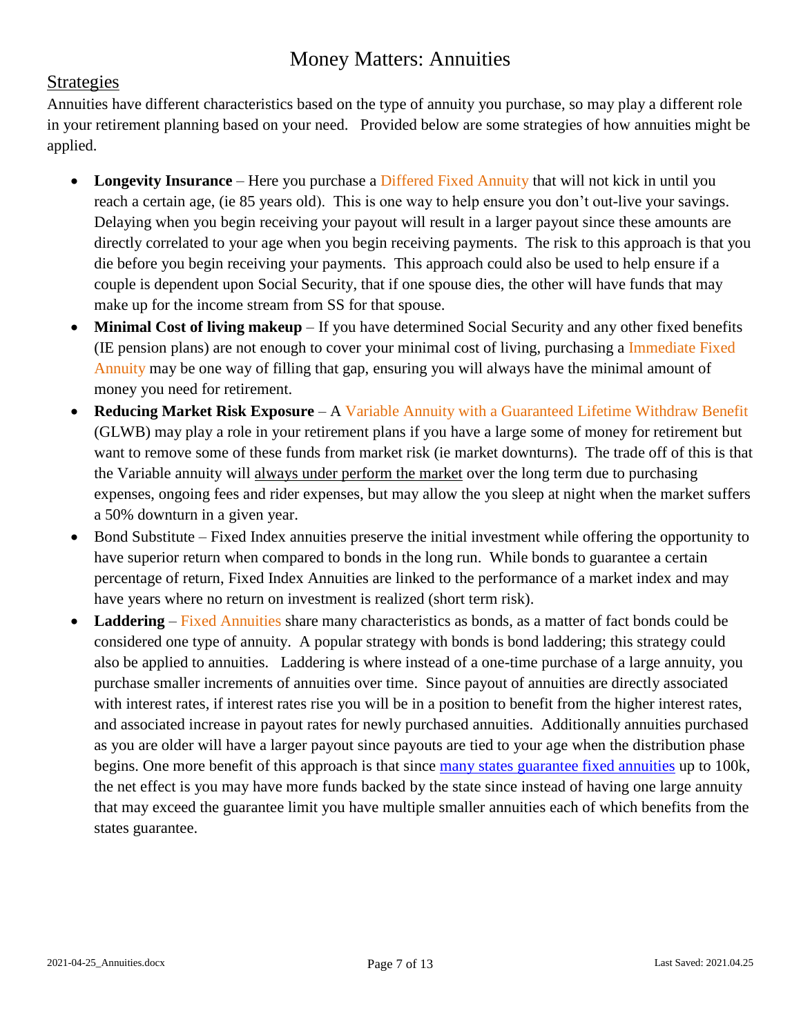# Money Matters: Annuities

## Strategies

Annuities have different characteristics based on the type of annuity you purchase, so may play a different role in your retirement planning based on your need. Provided below are some strategies of how annuities might be applied.

- **Longevity Insurance** – Here you purchase a Differed Fixed Annuity that will not kick in until you reach a certain age, (ie 85 years old). This is one way to help ensure you don't out-live your savings. Delaying when you begin receiving your payout will result in a larger payout since these amounts are directly correlated to your age when you begin receiving payments. The risk to this approach is that you die before you begin receiving your payments. This approach could also be used to help ensure if a couple is dependent upon Social Security, that if one spouse dies, the other will have funds that may make up for the income stream from SS for that spouse.
- **Minimal Cost of living makeup** – If you have determined Social Security and any other fixed benefits (IE pension plans) are not enough to cover your minimal cost of living, purchasing a Immediate Fixed Annuity may be one way of filling that gap, ensuring you will always have the minimal amount of money you need for retirement.
- **Reducing Market Risk Exposure** – A Variable Annuity with a Guaranteed Lifetime Withdraw Benefit (GLWB) may play a role in your retirement plans if you have a large some of money for retirement but want to remove some of these funds from market risk (ie market downturns). The trade off of this is that the Variable annuity will always under perform the market over the long term due to purchasing expenses, ongoing fees and rider expenses, but may allow the you sleep at night when the market suffers a 50% downturn in a given year.
- Bond Substitute – Fixed Index annuities preserve the initial investment while offering the opportunity to have superior return when compared to bonds in the long run. While bonds to guarantee a certain percentage of return, Fixed Index Annuities are linked to the performance of a market index and may have years where no return on investment is realized (short term risk).
- **Laddering** – Fixed Annuities share many characteristics as bonds, as a matter of fact bonds could be considered one type of annuity. A popular strategy with bonds is bond laddering; this strategy could also be applied to annuities. Laddering is where instead of a one-time purchase of a large annuity, you purchase smaller increments of annuities over time. Since payout of annuities are directly associated with interest rates, if interest rates rise you will be in a position to benefit from the higher interest rates, and associated increase in payout rates for newly purchased annuities. Additionally annuities purchased as you are older will have a larger payout since payouts are tied to your age when the distribution phase begins. One more benefit of this approach is that since many states guarantee fixed annuities up to 100k, the net effect is you may have more funds backed by the state since instead of having one large annuity that may exceed the guarantee limit you have multiple smaller annuities each of which benefits from the states guarantee.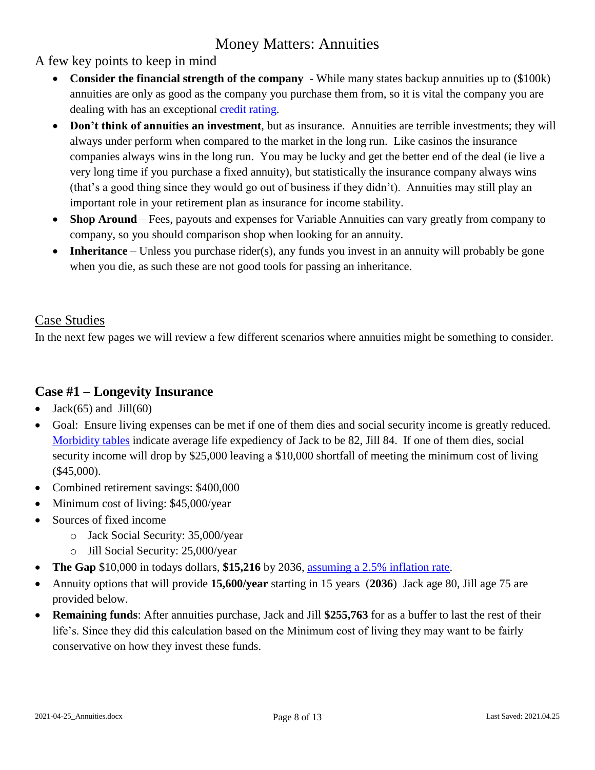# Money Matters: Annuities

## A few key points to keep in mind

- **Consider the financial strength of the company** - While many states backup annuities up to ($100k) annuities are only as good as the company you purchase them from, so it is vital the company you are dealing with has an exceptional credit rating.
- **Don't think of annuities an investment**, but as insurance. Annuities are terrible investments; they will always under perform when compared to the market in the long run. Like casinos the insurance companies always wins in the long run. You may be lucky and get the better end of the deal (ie live a very long time if you purchase a fixed annuity), but statistically the insurance company always wins (that's a good thing since they would go out of business if they didn't). Annuities may still play an important role in your retirement plan as insurance for income stability.
- **Shop Around** – Fees, payouts and expenses for Variable Annuities can vary greatly from company to company, so you should comparison shop when looking for an annuity.
- **Inheritance** – Unless you purchase rider(s), any funds you invest in an annuity will probably be gone when you die, as such these are not good tools for passing an inheritance.

## Case Studies

In the next few pages we will review a few different scenarios where annuities might be something to consider.

### Case #1 – Longevity Insurance

- Jack(65) and Jill(60)
- Goal: Ensure living expenses can be met if one of them dies and social security income is greatly reduced. Morbidity tables indicate average life expediency of Jack to be 82, Jill 84. If one of them dies, social security income will drop by $25,000 leaving a $10,000 shortfall of meeting the minimum cost of living ($45,000).
- Combined retirement savings: $400,000
- Minimum cost of living: $45,000/year
- Sources of fixed income
  - Jack Social Security: 35,000/year
  - Jill Social Security: 25,000/year
- **The Gap** $10,000 in todays dollars, **$15,216** by 2036, assuming a 2.5% inflation rate.
- Annuity options that will provide **15,600/year** starting in 15 years (**2036**) Jack age 80, Jill age 75 are provided below.
- **Remaining funds**: After annuities purchase, Jack and Jill **$255,763** for as a buffer to last the rest of their life's. Since they did this calculation based on the Minimum cost of living they may want to be fairly conservative on how they invest these funds.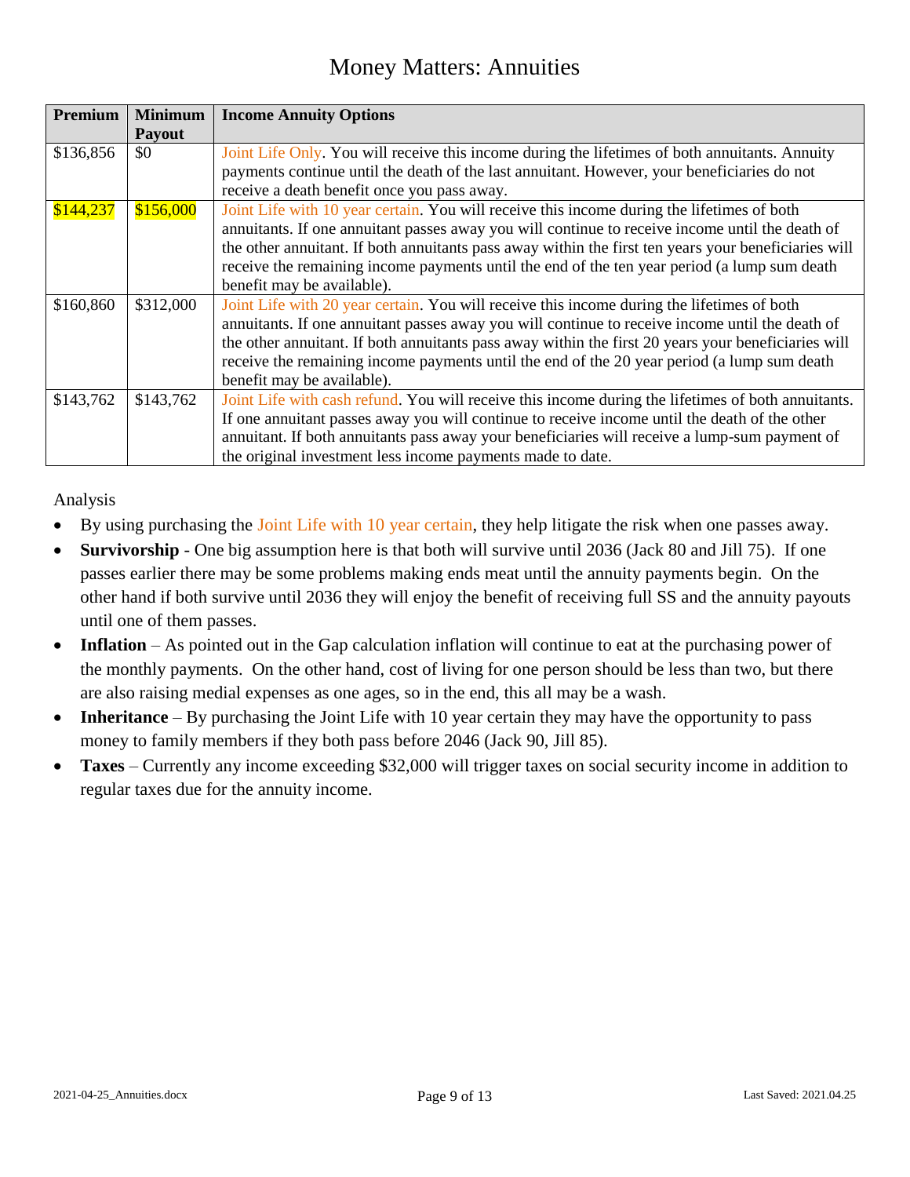# Money Matters: Annuities

| Premium | Minimum Payout | Income Annuity Options |
|---|---|---|
| $136,856 | $0 | Joint Life Only. You will receive this income during the lifetimes of both annuitants. Annuity payments continue until the death of the last annuitant. However, your beneficiaries do not receive a death benefit once you pass away. |
| $144,237 | $156,000 | Joint Life with 10 year certain. You will receive this income during the lifetimes of both annuitants. If one annuitant passes away you will continue to receive income until the death of the other annuitant. If both annuitants pass away within the first ten years your beneficiaries will receive the remaining income payments until the end of the ten year period (a lump sum death benefit may be available). |
| $160,860 | $312,000 | Joint Life with 20 year certain. You will receive this income during the lifetimes of both annuitants. If one annuitant passes away you will continue to receive income until the death of the other annuitant. If both annuitants pass away within the first 20 years your beneficiaries will receive the remaining income payments until the end of the 20 year period (a lump sum death benefit may be available). |
| $143,762 | $143,762 | Joint Life with cash refund. You will receive this income during the lifetimes of both annuitants. If one annuitant passes away you will continue to receive income until the death of the other annuitant. If both annuitants pass away your beneficiaries will receive a lump-sum payment of the original investment less income payments made to date. |

Analysis

- By using purchasing the Joint Life with 10 year certain, they help litigate the risk when one passes away.
- **Survivorship** - One big assumption here is that both will survive until 2036 (Jack 80 and Jill 75). If one passes earlier there may be some problems making ends meat until the annuity payments begin. On the other hand if both survive until 2036 they will enjoy the benefit of receiving full SS and the annuity payouts until one of them passes.
- **Inflation** – As pointed out in the Gap calculation inflation will continue to eat at the purchasing power of the monthly payments. On the other hand, cost of living for one person should be less than two, but there are also raising medial expenses as one ages, so in the end, this all may be a wash.
- **Inheritance** – By purchasing the Joint Life with 10 year certain they may have the opportunity to pass money to family members if they both pass before 2046 (Jack 90, Jill 85).
- **Taxes** – Currently any income exceeding $32,000 will trigger taxes on social security income in addition to regular taxes due for the annuity income.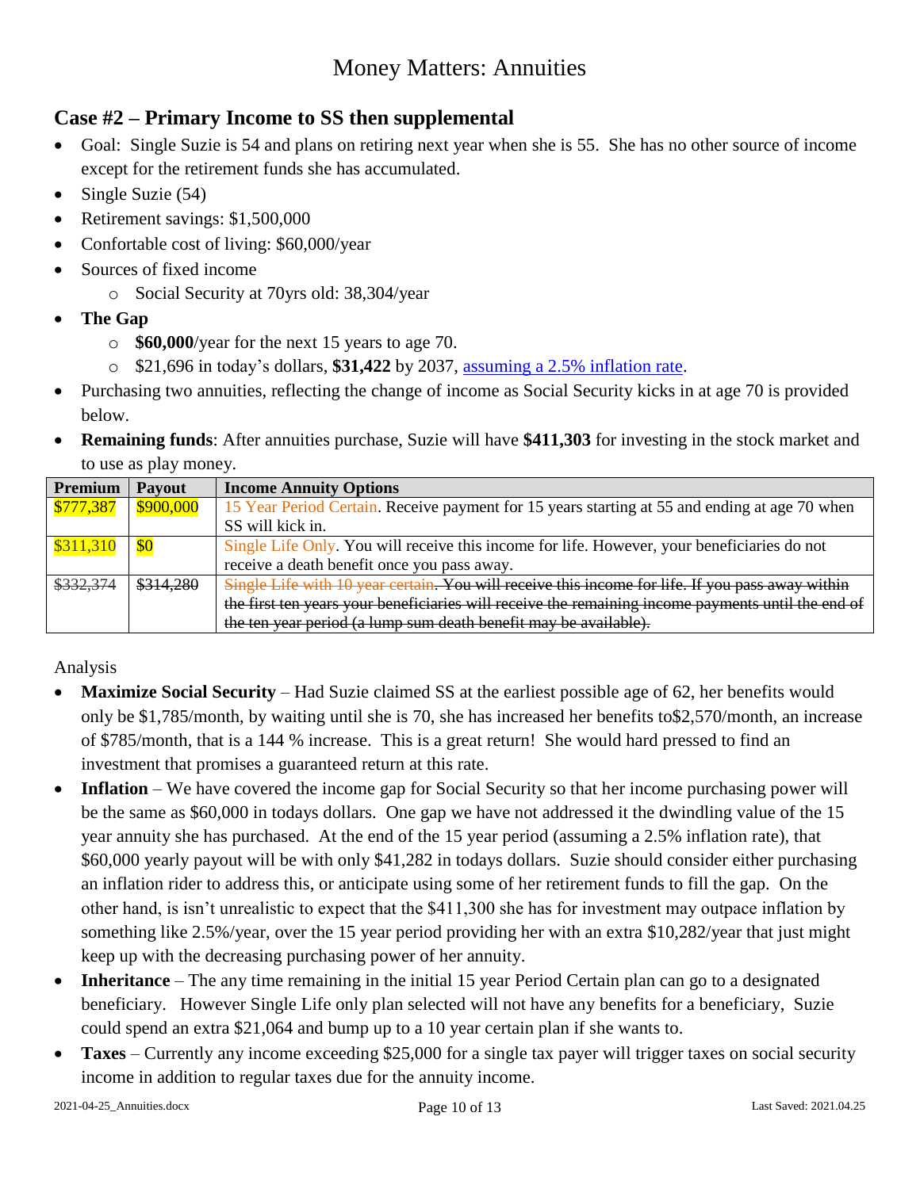# Money Matters: Annuities

## Case #2 – Primary Income to SS then supplemental

- Goal: Single Suzie is 54 and plans on retiring next year when she is 55. She has no other source of income except for the retirement funds she has accumulated.
- Single Suzie (54)
- Retirement savings: $1,500,000
- Confortable cost of living: $60,000/year
- Sources of fixed income
  - Social Security at 70yrs old: 38,304/year
- **The Gap**
  - **$60,000**/year for the next 15 years to age 70.
  - $21,696 in today's dollars, **$31,422** by 2037, [assuming a 2.5% inflation rate](#).
- Purchasing two annuities, reflecting the change of income as Social Security kicks in at age 70 is provided below.
- **Remaining funds**: After annuities purchase, Suzie will have **$411,303** for investing in the stock market and to use as play money.

| Premium | Payout | Income Annuity Options |
|---|---|---|
| $777,387 | $900,000 | 15 Year Period Certain. Receive payment for 15 years starting at 55 and ending at age 70 when SS will kick in. |
| $311,310 | $0 | Single Life Only. You will receive this income for life. However, your beneficiaries do not receive a death benefit once you pass away. |
| ~~$332,374~~ | ~~$314,280~~ | ~~Single Life with 10 year certain. You will receive this income for life. If you pass away within the first ten years your beneficiaries will receive the remaining income payments until the end of the ten year period (a lump sum death benefit may be available).~~ |

Analysis

- **Maximize Social Security** – Had Suzie claimed SS at the earliest possible age of 62, her benefits would only be $1,785/month, by waiting until she is 70, she has increased her benefits to$2,570/month, an increase of $785/month, that is a 144 % increase. This is a great return! She would hard pressed to find an investment that promises a guaranteed return at this rate.
- **Inflation** – We have covered the income gap for Social Security so that her income purchasing power will be the same as $60,000 in todays dollars. One gap we have not addressed it the dwindling value of the 15 year annuity she has purchased. At the end of the 15 year period (assuming a 2.5% inflation rate), that $60,000 yearly payout will be with only $41,282 in todays dollars. Suzie should consider either purchasing an inflation rider to address this, or anticipate using some of her retirement funds to fill the gap. On the other hand, is isn't unrealistic to expect that the $411,300 she has for investment may outpace inflation by something like 2.5%/year, over the 15 year period providing her with an extra $10,282/year that just might keep up with the decreasing purchasing power of her annuity.
- **Inheritance** – The any time remaining in the initial 15 year Period Certain plan can go to a designated beneficiary. However Single Life only plan selected will not have any benefits for a beneficiary, Suzie could spend an extra $21,064 and bump up to a 10 year certain plan if she wants to.
- **Taxes** – Currently any income exceeding $25,000 for a single tax payer will trigger taxes on social security income in addition to regular taxes due for the annuity income.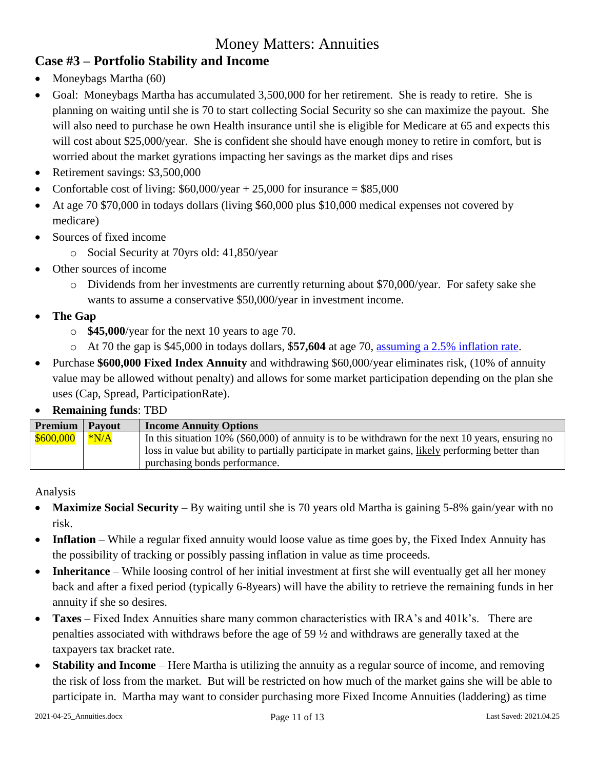# Money Matters: Annuities

## Case #3 – Portfolio Stability and Income

- Moneybags Martha (60)
- Goal: Moneybags Martha has accumulated 3,500,000 for her retirement. She is ready to retire. She is planning on waiting until she is 70 to start collecting Social Security so she can maximize the payout. She will also need to purchase he own Health insurance until she is eligible for Medicare at 65 and expects this will cost about $25,000/year. She is confident she should have enough money to retire in comfort, but is worried about the market gyrations impacting her savings as the market dips and rises
- Retirement savings: $3,500,000
- Confortable cost of living: $60,000/year + 25,000 for insurance = $85,000
- At age 70 $70,000 in todays dollars (living $60,000 plus $10,000 medical expenses not covered by medicare)
- Sources of fixed income
  - Social Security at 70yrs old: 41,850/year
- Other sources of income
  - Dividends from her investments are currently returning about $70,000/year. For safety sake she wants to assume a conservative $50,000/year in investment income.
- **The Gap**
  - **$45,000**/year for the next 10 years to age 70.
  - At 70 the gap is $45,000 in todays dollars, $**57,604** at age 70, assuming a 2.5% inflation rate.
- Purchase **$600,000 Fixed Index Annuity** and withdrawing $60,000/year eliminates risk, (10% of annuity value may be allowed without penalty) and allows for some market participation depending on the plan she uses (Cap, Spread, ParticipationRate).
- **Remaining funds**: TBD

| Premium | Payout | Income Annuity Options |
|---|---|---|
| $600,000 | *N/A | In this situation 10% ($60,000) of annuity is to be withdrawn for the next 10 years, ensuring no loss in value but ability to partially participate in market gains, likely performing better than purchasing bonds performance. |

Analysis

- **Maximize Social Security** – By waiting until she is 70 years old Martha is gaining 5-8% gain/year with no risk.
- **Inflation** – While a regular fixed annuity would loose value as time goes by, the Fixed Index Annuity has the possibility of tracking or possibly passing inflation in value as time proceeds.
- **Inheritance** – While loosing control of her initial investment at first she will eventually get all her money back and after a fixed period (typically 6-8years) will have the ability to retrieve the remaining funds in her annuity if she so desires.
- **Taxes** – Fixed Index Annuities share many common characteristics with IRA's and 401k's. There are penalties associated with withdraws before the age of 59 ½ and withdraws are generally taxed at the taxpayers tax bracket rate.
- **Stability and Income** – Here Martha is utilizing the annuity as a regular source of income, and removing the risk of loss from the market. But will be restricted on how much of the market gains she will be able to participate in. Martha may want to consider purchasing more Fixed Income Annuities (laddering) as time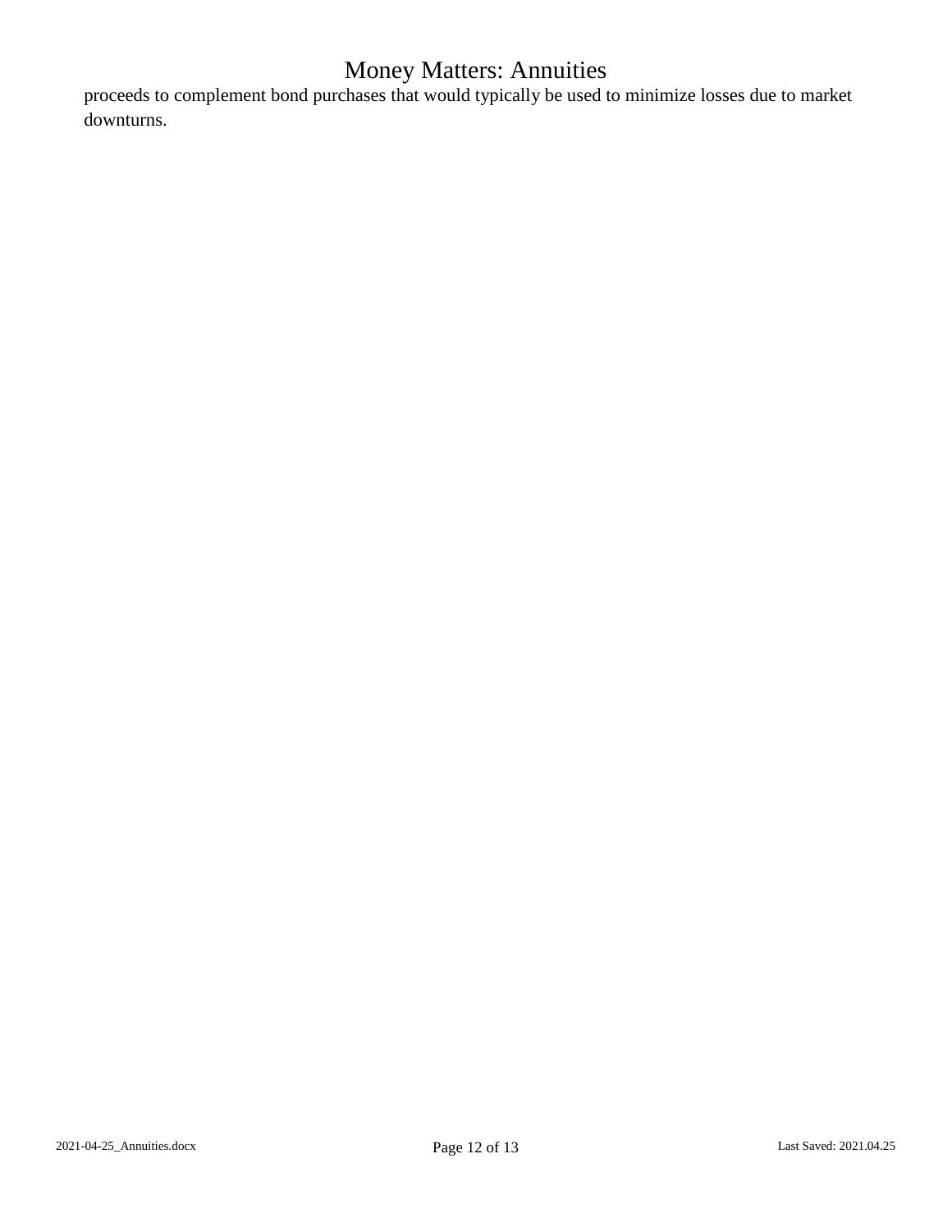proceeds to complement bond purchases that would typically be used to minimize losses due to market downturns.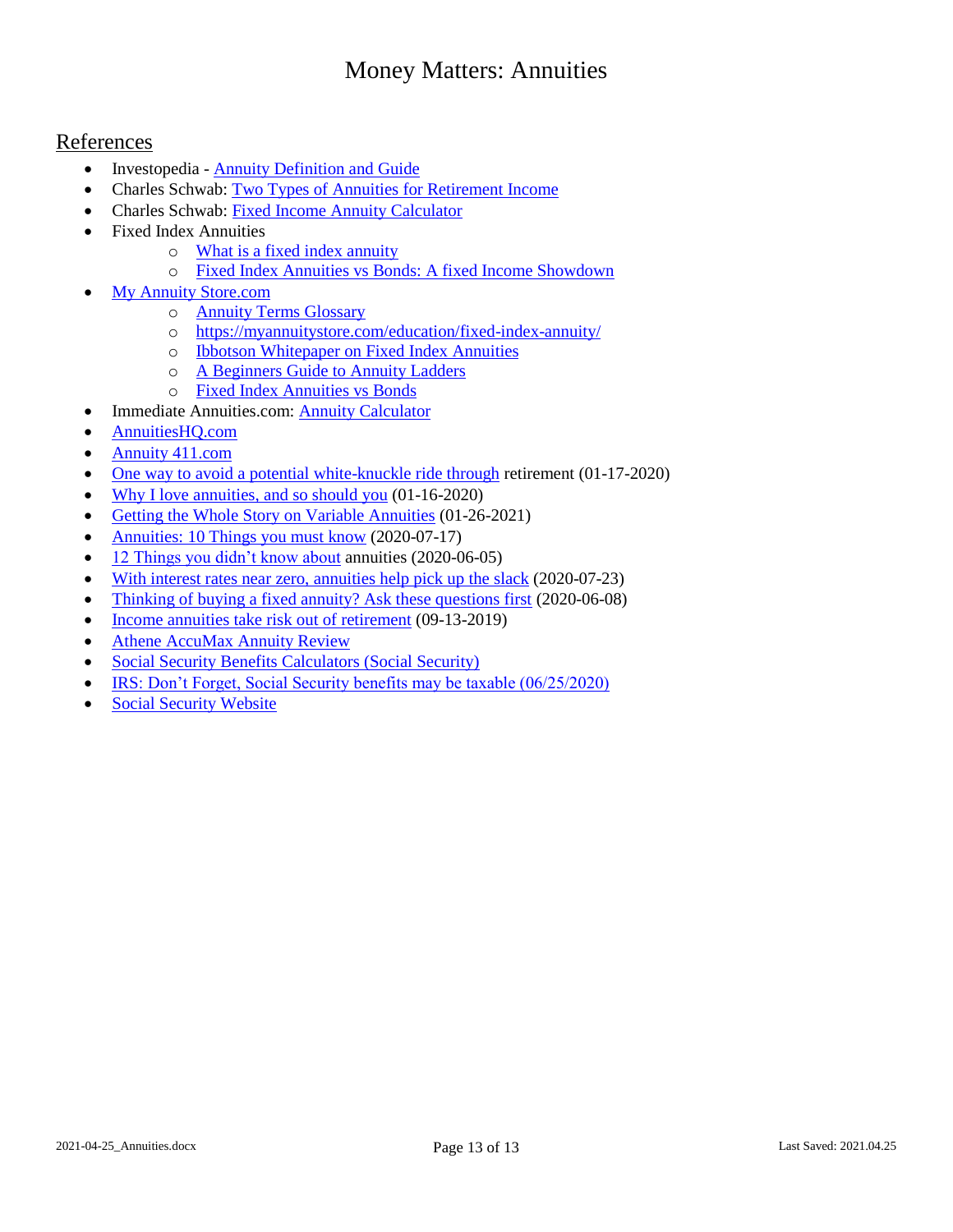# Money Matters: Annuities

## References

- Investopedia - Annuity Definition and Guide
- Charles Schwab: Two Types of Annuities for Retirement Income
- Charles Schwab: Fixed Income Annuity Calculator
- Fixed Index Annuities
    - What is a fixed index annuity
    - Fixed Index Annuities vs Bonds: A fixed Income Showdown
- My Annuity Store.com
    - Annuity Terms Glossary
    - https://myannuitystore.com/education/fixed-index-annuity/
    - Ibbotson Whitepaper on Fixed Index Annuities
    - A Beginners Guide to Annuity Ladders
    - Fixed Index Annuities vs Bonds
- Immediate Annuities.com: Annuity Calculator
- AnnuitiesHQ.com
- Annuity 411.com
- One way to avoid a potential white-knuckle ride through retirement (01-17-2020)
- Why I love annuities, and so should you (01-16-2020)
- Getting the Whole Story on Variable Annuities (01-26-2021)
- Annuities: 10 Things you must know (2020-07-17)
- 12 Things you didn't know about annuities (2020-06-05)
- With interest rates near zero, annuities help pick up the slack (2020-07-23)
- Thinking of buying a fixed annuity? Ask these questions first (2020-06-08)
- Income annuities take risk out of retirement (09-13-2019)
- Athene AccuMax Annuity Review
- Social Security Benefits Calculators (Social Security)
- IRS: Don't Forget, Social Security benefits may be taxable (06/25/2020)
- Social Security Website